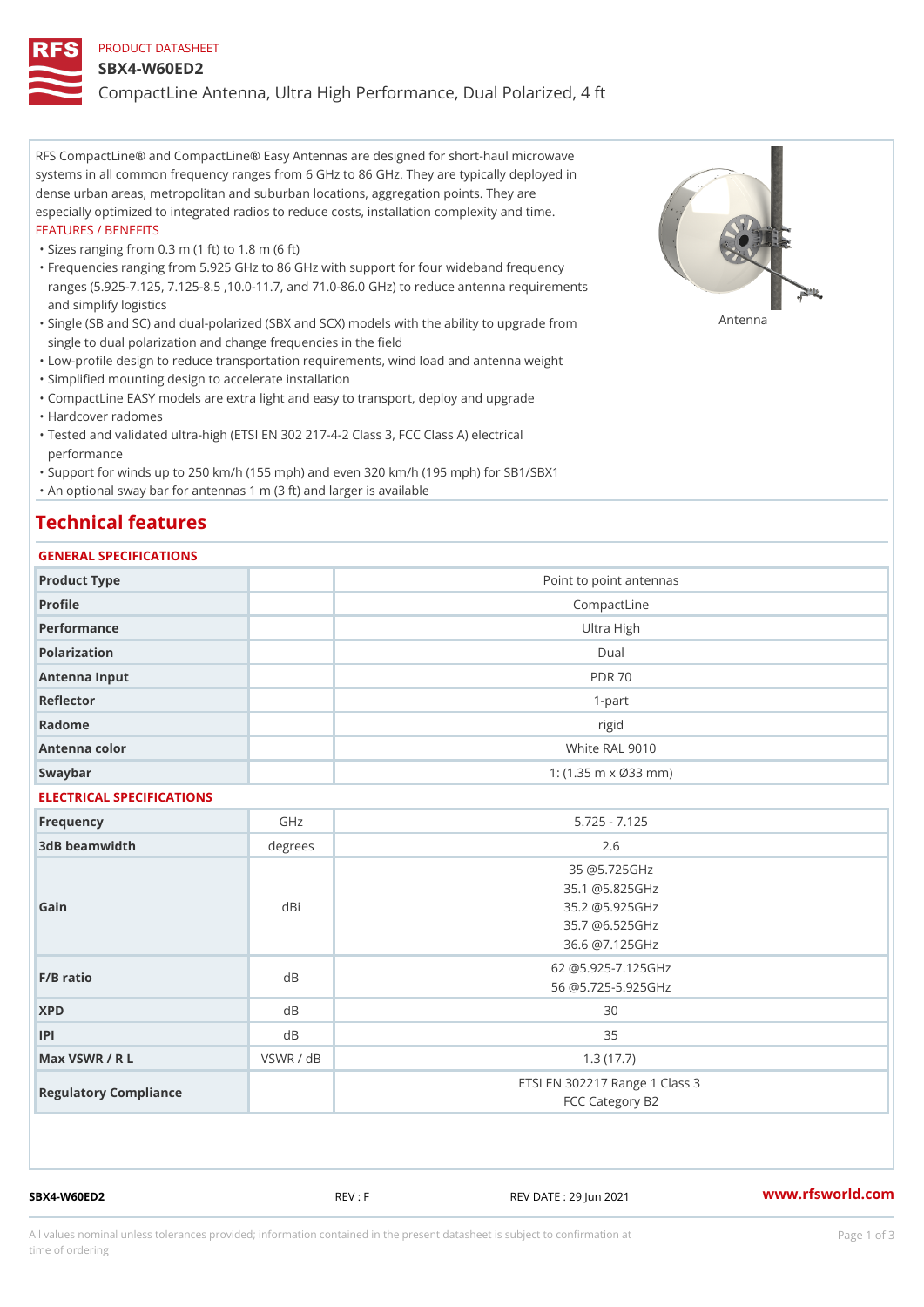PRODUCT DATASHEET

# SBX4-W60ED2

CompactLine Antenna, Ultra High Performance, Dual Polarized, 4 ft

RFS CompactLine® and CompactLine® Easy Antennas are designed for short-haul microwave systems in all common frequency ranges from 6 GHz to 86 GHz. They are typically deployed in dense urban areas, metropolitan and suburban locations, aggregation points. They are especially optimized to integrated radios to reduce costs, installation complexity and time.

FEATURES / BENEFITS

- Sizes ranging from 0.3 m (1 ft) to 1.8 m (6 ft)
- Frequencies ranging from 5.925 GHz to 86 GHz with support for four wideband frequency ranges (5.925-7.125, 7.125-8.5 ,10.0-11.7, and 71.0-86.0 GHz) to reduce antenna requirements and simplify logistics
- Single (SB and SC) and dual-polarized (SBX and SCX) models with the ability to upgrade from single to dual polarization and change frequencies in the field
- Low-profile design to reduce transportation requirements, wind load and antenna weight
- Simplified mounting design to accelerate installation
- CompactLine EASY models are extra light and easy to transport, deploy and upgrade
- Hardcover radomes
- Tested and validated ultra-high (ETSI EN 302 217-4-2 Class 3, FCC Class A) electrical performance
- Support for winds up to 250 km/h (155 mph) and even 320 km/h (195 mph) for SB1/SBX1
- An optional sway bar for antennas 1 m (3 ft) and larger is available

Antenna

## Technical features

### GENERAL SPECIFICATIONS

| | | |
|---|---|---|
| Product Type | | Point to point antennas |
| Profile | | CompactLine |
| Performance | | Ultra High |
| Polarization | | Dual |
| Antenna Input | | PDR 70 |
| Reflector | | 1-part |
| Radome | | rigid |
| Antenna color | | White RAL 9010 |
| Swaybar | | 1: (1.35 m x Ø33 mm) |

### ELECTRICAL SPECIFICATIONS

| | | |
|---|---|---|
| Frequency | GHz | 5.725 - 7.125 |
| 3dB beamwidth | degrees | 2.6 |
| Gain | dBi | 35 @5.725GHz<br>35.1 @5.825GHz<br>35.2 @5.925GHz<br>35.7 @6.525GHz<br>36.6 @7.125GHz |
| F/B ratio | dB | 62 @5.925-7.125GHz<br>56 @5.725-5.925GHz |
| XPD | dB | 30 |
| IPI | dB | 35 |
| Max VSWR / R L | VSWR / dB | 1.3 (17.7) |
| Regulatory Compliance | | ETSI EN 302217 Range 1 Class 3<br>FCC Category B2 |

SBX4-W60ED2 REV : F REV DATE : 29 Jun 2021 www.rfsworld.com

All values nominal unless tolerances provided; information contained in the present datasheet is subject to confirmation at time of ordering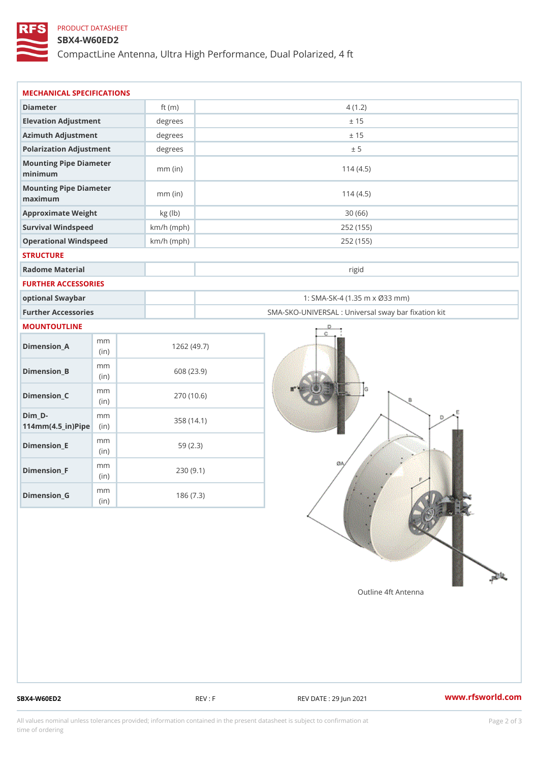PRODUCT DATASHEET

## SBX4-W60ED2

CompactLine Antenna, Ultra High Performance, Dual Polarized, 4 ft

### MECHANICAL SPECIFICATIONS

| | | |
|---|---|---|
| Diameter | ft (m) | 4 (1.2) |
| Elevation Adjustment | degrees | ± 15 |
| Azimuth Adjustment | degrees | ± 15 |
| Polarization Adjustment | degrees | ± 5 |
| Mounting Pipe Diameter minimum | mm (in) | 114 (4.5) |
| Mounting Pipe Diameter maximum | mm (in) | 114 (4.5) |
| Approximate Weight | kg (lb) | 30 (66) |
| Survival Windspeed | km/h (mph) | 252 (155) |
| Operational Windspeed | km/h (mph) | 252 (155) |

### STRUCTURE

| | | |
|---|---|---|
| Radome Material | | rigid |

### FURTHER ACCESSORIES

| | | |
|---|---|---|
| optional Swaybar | | 1: SMA-SK-4 (1.35 m x Ø33 mm) |
| Further Accessories | | SMA-SKO-UNIVERSAL : Universal sway bar fixation kit |

### MOUNTOUTLINE

| | | |
|---|---|---|
| Dimension_A | mm (in) | 1262 (49.7) |
| Dimension_B | mm (in) | 608 (23.9) |
| Dimension_C | mm (in) | 270 (10.6) |
| Dim_D-114mm(4.5_in)Pipe | mm (in) | 358 (14.1) |
| Dimension_E | mm (in) | 59 (2.3) |
| Dimension_F | mm (in) | 230 (9.1) |
| Dimension_G | mm (in) | 186 (7.3) |

Outline 4ft Antenna

SBX4-W60ED2 REV : F REV DATE : 29 Jun 2021 www.rfsworld.com

All values nominal unless tolerances provided; information contained in the present datasheet is subject to confirmation at time of ordering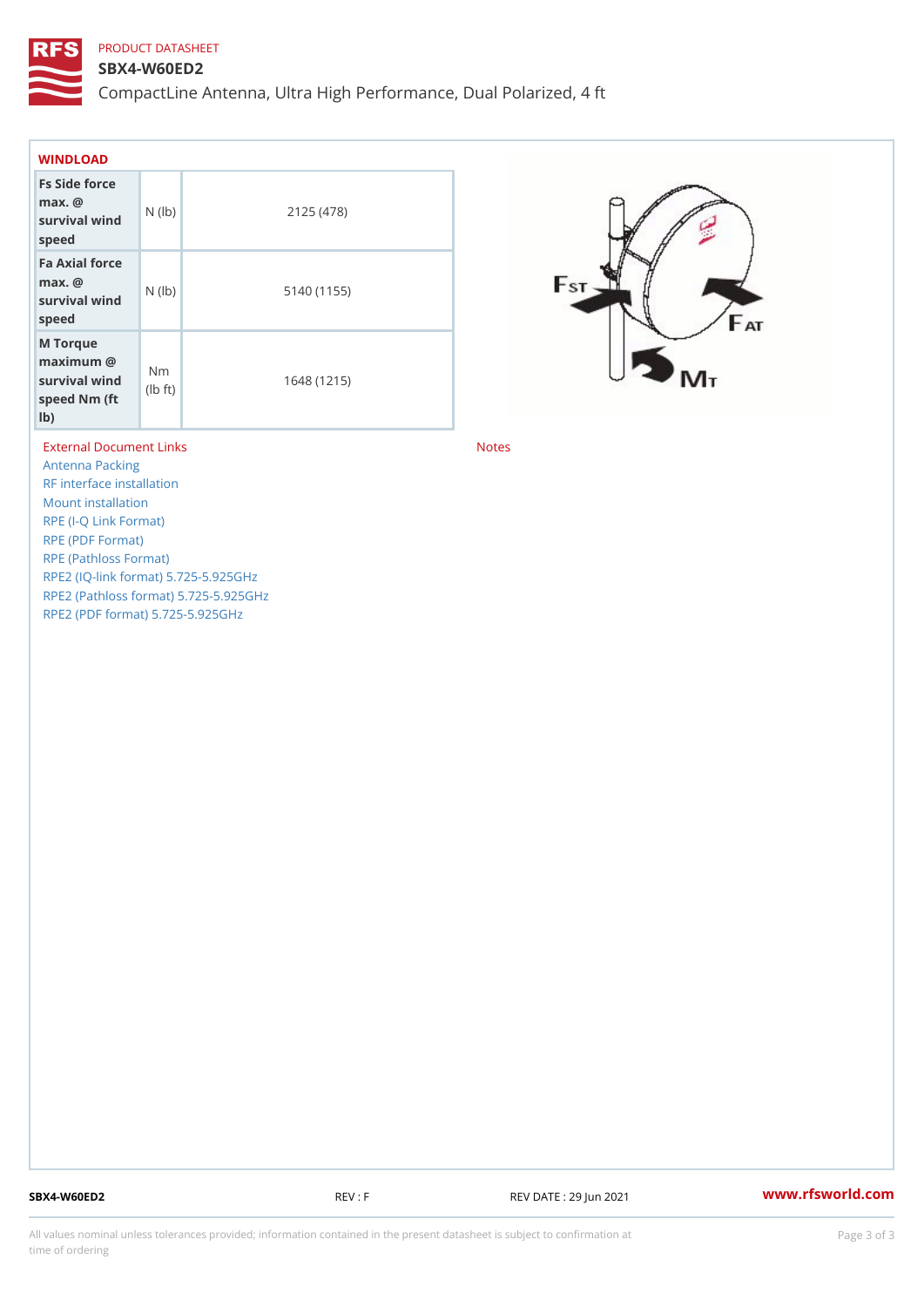PRODUCT DATASHEET

# SBX4-W60ED2

CompactLine Antenna, Ultra High Performance, Dual Polarized, 4 ft

## WINDLOAD

| | | |
|---|---|---|
| Fs Side force max. @ survival wind speed | N (lb) | 2125 (478) |
| Fa Axial force max. @ survival wind speed | N (lb) | 5140 (1155) |
| M Torque maximum @ survival wind speed Nm (ft lb) | Nm (lb ft) | 1648 (1215) |

FST

FAT

MT

### External Document Links

- Antenna Packing
- RF interface installation
- Mount installation
- RPE (I-Q Link Format)
- RPE (PDF Format)
- RPE (Pathloss Format)
- RPE2 (IQ-link format) 5.725-5.925GHz
- RPE2 (Pathloss format) 5.725-5.925GHz
- RPE2 (PDF format) 5.725-5.925GHz

### Notes

SBX4-W60ED2 REV : F REV DATE : 29 Jun 2021 www.rfsworld.com

All values nominal unless tolerances provided; information contained in the present datasheet is subject to confirmation at time of ordering